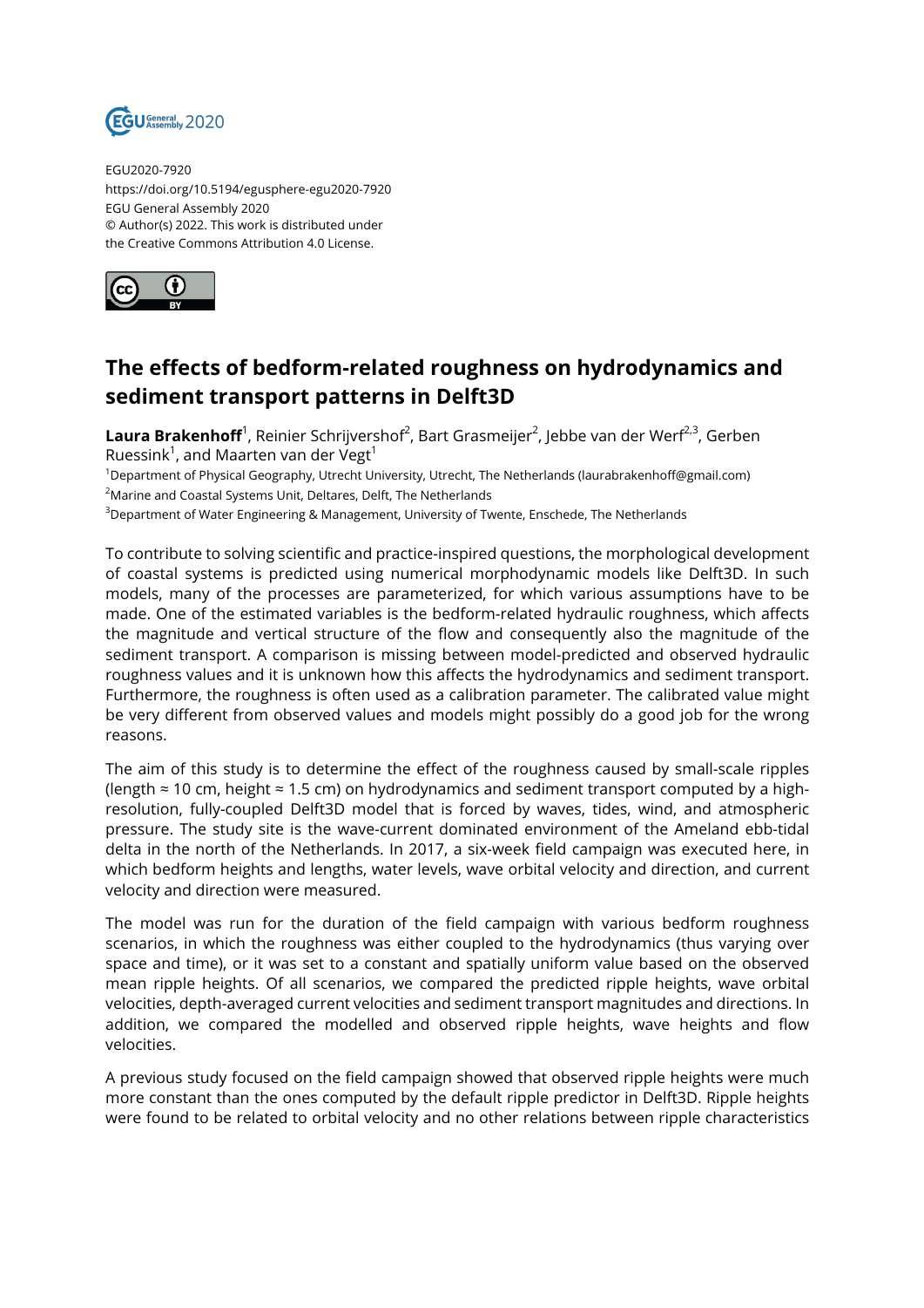EGU2020-7920
https://doi.org/10.5194/egusphere-egu2020-7920
EGU General Assembly 2020
© Author(s) 2022. This work is distributed under
the Creative Commons Attribution 4.0 License.

# The effects of bedform-related roughness on hydrodynamics and sediment transport patterns in Delft3D

**Laura Brakenhoff**[1], Reinier Schrijvershof[2], Bart Grasmeijer[2], Jebbe van der Werf[2,3], Gerben Ruessink[1], and Maarten van der Vegt[1]

[1]Department of Physical Geography, Utrecht University, Utrecht, The Netherlands (laurabrakenhoff@gmail.com)
[2]Marine and Coastal Systems Unit, Deltares, Delft, The Netherlands
[3]Department of Water Engineering & Management, University of Twente, Enschede, The Netherlands

To contribute to solving scientific and practice-inspired questions, the morphological development of coastal systems is predicted using numerical morphodynamic models like Delft3D. In such models, many of the processes are parameterized, for which various assumptions have to be made. One of the estimated variables is the bedform-related hydraulic roughness, which affects the magnitude and vertical structure of the flow and consequently also the magnitude of the sediment transport. A comparison is missing between model-predicted and observed hydraulic roughness values and it is unknown how this affects the hydrodynamics and sediment transport. Furthermore, the roughness is often used as a calibration parameter. The calibrated value might be very different from observed values and models might possibly do a good job for the wrong reasons.

The aim of this study is to determine the effect of the roughness caused by small-scale ripples (length ≈ 10 cm, height ≈ 1.5 cm) on hydrodynamics and sediment transport computed by a high-resolution, fully-coupled Delft3D model that is forced by waves, tides, wind, and atmospheric pressure. The study site is the wave-current dominated environment of the Ameland ebb-tidal delta in the north of the Netherlands. In 2017, a six-week field campaign was executed here, in which bedform heights and lengths, water levels, wave orbital velocity and direction, and current velocity and direction were measured.

The model was run for the duration of the field campaign with various bedform roughness scenarios, in which the roughness was either coupled to the hydrodynamics (thus varying over space and time), or it was set to a constant and spatially uniform value based on the observed mean ripple heights. Of all scenarios, we compared the predicted ripple heights, wave orbital velocities, depth-averaged current velocities and sediment transport magnitudes and directions. In addition, we compared the modelled and observed ripple heights, wave heights and flow velocities.

A previous study focused on the field campaign showed that observed ripple heights were much more constant than the ones computed by the default ripple predictor in Delft3D. Ripple heights were found to be related to orbital velocity and no other relations between ripple characteristics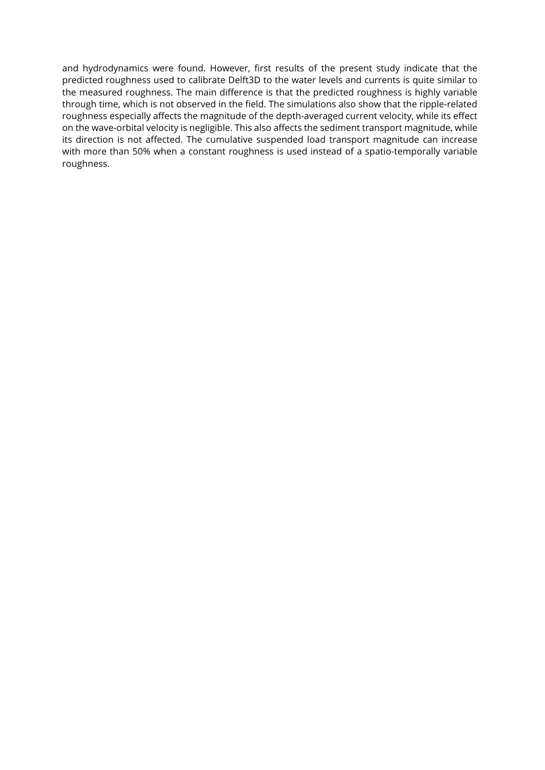and hydrodynamics were found. However, first results of the present study indicate that the predicted roughness used to calibrate Delft3D to the water levels and currents is quite similar to the measured roughness. The main difference is that the predicted roughness is highly variable through time, which is not observed in the field. The simulations also show that the ripple-related roughness especially affects the magnitude of the depth-averaged current velocity, while its effect on the wave-orbital velocity is negligible. This also affects the sediment transport magnitude, while its direction is not affected. The cumulative suspended load transport magnitude can increase with more than 50% when a constant roughness is used instead of a spatio-temporally variable roughness.